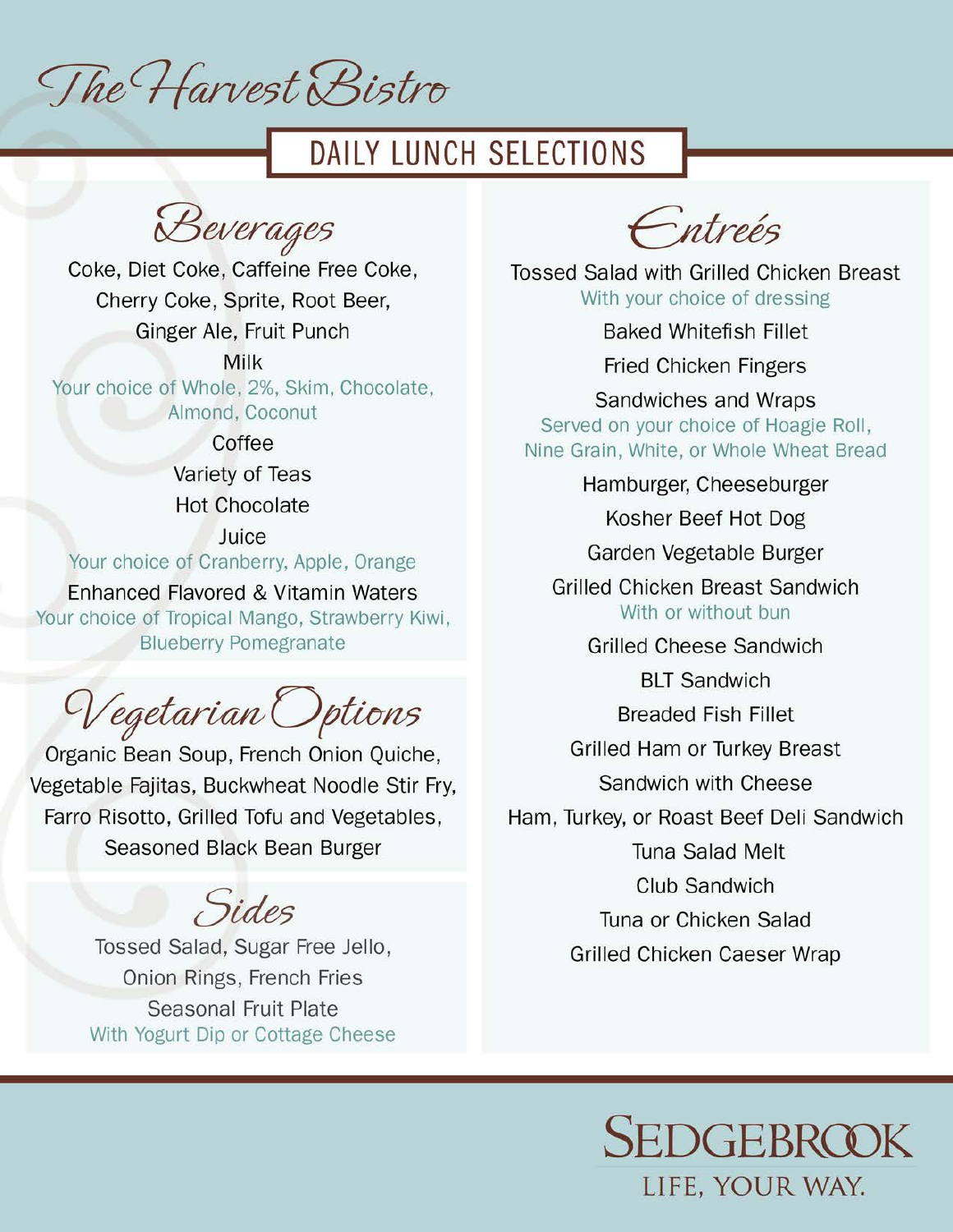# The Harvest Bistro

## DAILY LUNCH SELECTIONS

### Beverages

Coke, Diet Coke, Caffeine Free Coke, Cherry Coke, Sprite, Root Beer, Ginger Ale, Fruit Punch

Milk
Your choice of Whole, 2%, Skim, Chocolate, Almond, Coconut

Coffee

Variety of Teas

Hot Chocolate

Juice
Your choice of Cranberry, Apple, Orange

Enhanced Flavored & Vitamin Waters
Your choice of Tropical Mango, Strawberry Kiwi, Blueberry Pomegranate

### Vegetarian Options

Organic Bean Soup, French Onion Quiche, Vegetable Fajitas, Buckwheat Noodle Stir Fry, Farro Risotto, Grilled Tofu and Vegetables, Seasoned Black Bean Burger

### Sides

Tossed Salad, Sugar Free Jello, Onion Rings, French Fries

Seasonal Fruit Plate
With Yogurt Dip or Cottage Cheese

### Entrées

Tossed Salad with Grilled Chicken Breast
With your choice of dressing

Baked Whitefish Fillet

Fried Chicken Fingers

Sandwiches and Wraps
Served on your choice of Hoagie Roll, Nine Grain, White, or Whole Wheat Bread

Hamburger, Cheeseburger

Kosher Beef Hot Dog

Garden Vegetable Burger

Grilled Chicken Breast Sandwich
With or without bun

Grilled Cheese Sandwich

BLT Sandwich

Breaded Fish Fillet

Grilled Ham or Turkey Breast Sandwich with Cheese

Ham, Turkey, or Roast Beef Deli Sandwich

Tuna Salad Melt

Club Sandwich

Tuna or Chicken Salad

Grilled Chicken Caeser Wrap

SEDGEBROOK
LIFE, YOUR WAY.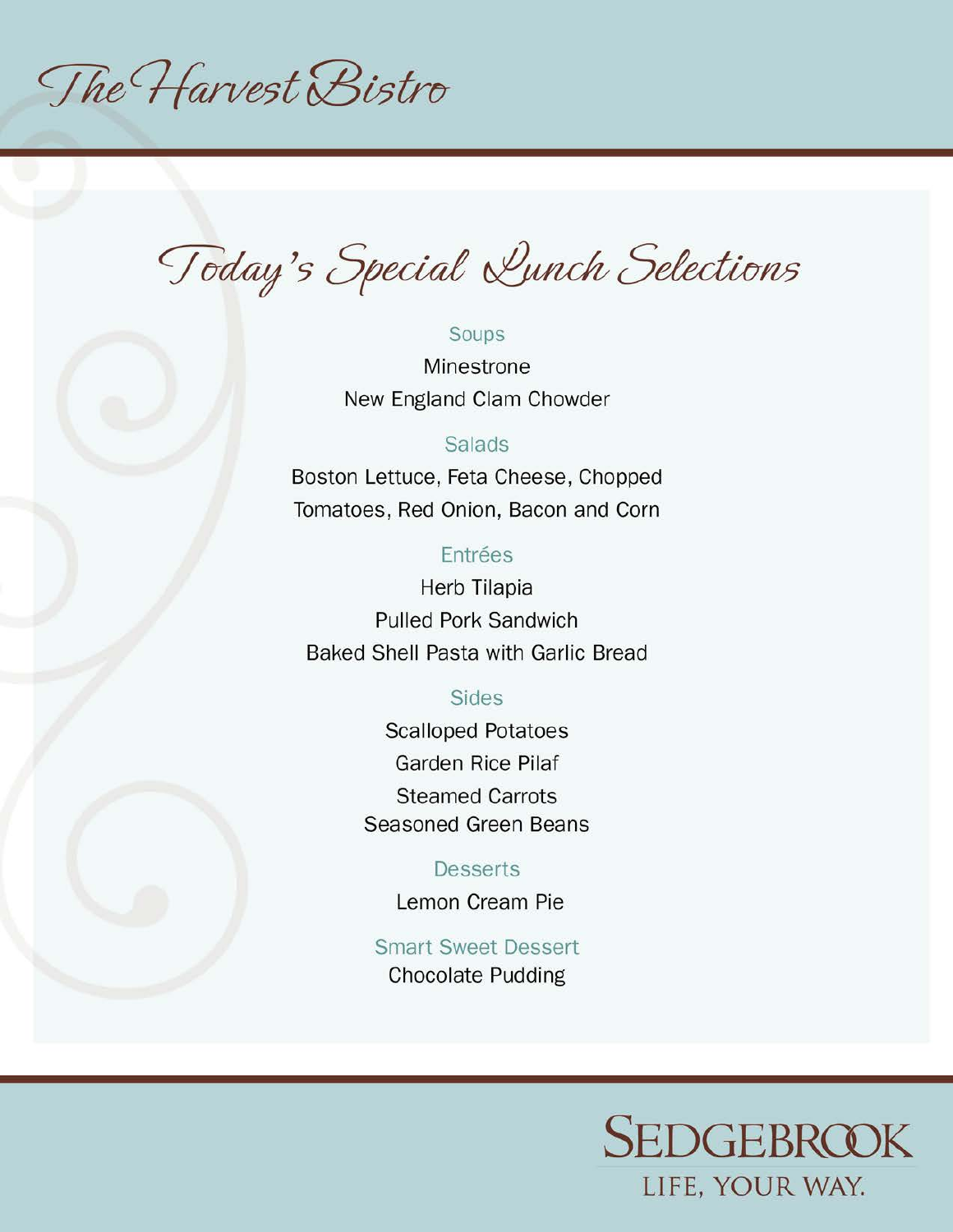# The Harvest Bistro

## Today's Special Lunch Selections

### Soups

Minestrone

New England Clam Chowder

### Salads

Boston Lettuce, Feta Cheese, Chopped Tomatoes, Red Onion, Bacon and Corn

### Entrées

Herb Tilapia

Pulled Pork Sandwich

Baked Shell Pasta with Garlic Bread

### Sides

Scalloped Potatoes

Garden Rice Pilaf

Steamed Carrots

Seasoned Green Beans

### Desserts

Lemon Cream Pie

### Smart Sweet Dessert

Chocolate Pudding

SEDGEBROOK

LIFE, YOUR WAY.